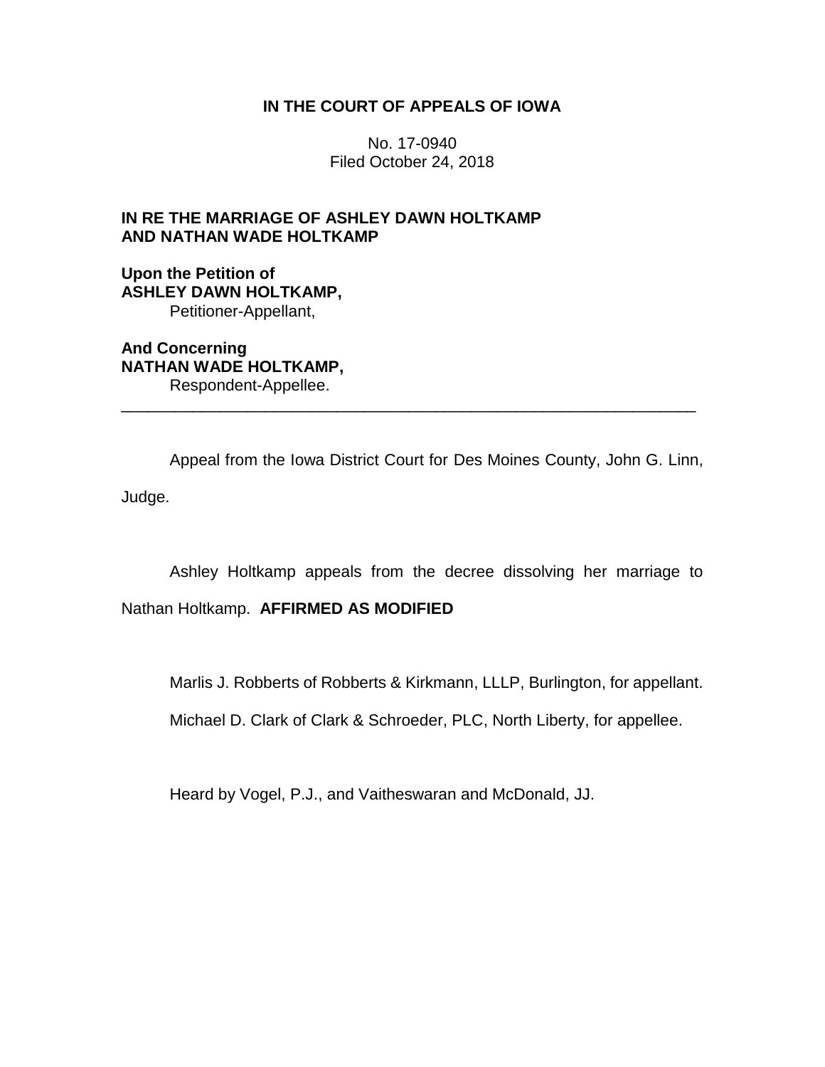**IN THE COURT OF APPEALS OF IOWA**

No. 17-0940
Filed October 24, 2018

**IN RE THE MARRIAGE OF ASHLEY DAWN HOLTKAMP AND NATHAN WADE HOLTKAMP**

**Upon the Petition of**
**ASHLEY DAWN HOLTKAMP,**
Petitioner-Appellant,

**And Concerning**
**NATHAN WADE HOLTKAMP,**
Respondent-Appellee.

---

Appeal from the Iowa District Court for Des Moines County, John G. Linn, Judge.

Ashley Holtkamp appeals from the decree dissolving her marriage to Nathan Holtkamp. **AFFIRMED AS MODIFIED**

Marlis J. Robberts of Robberts & Kirkmann, LLLP, Burlington, for appellant.

Michael D. Clark of Clark & Schroeder, PLC, North Liberty, for appellee.

Heard by Vogel, P.J., and Vaitheswaran and McDonald, JJ.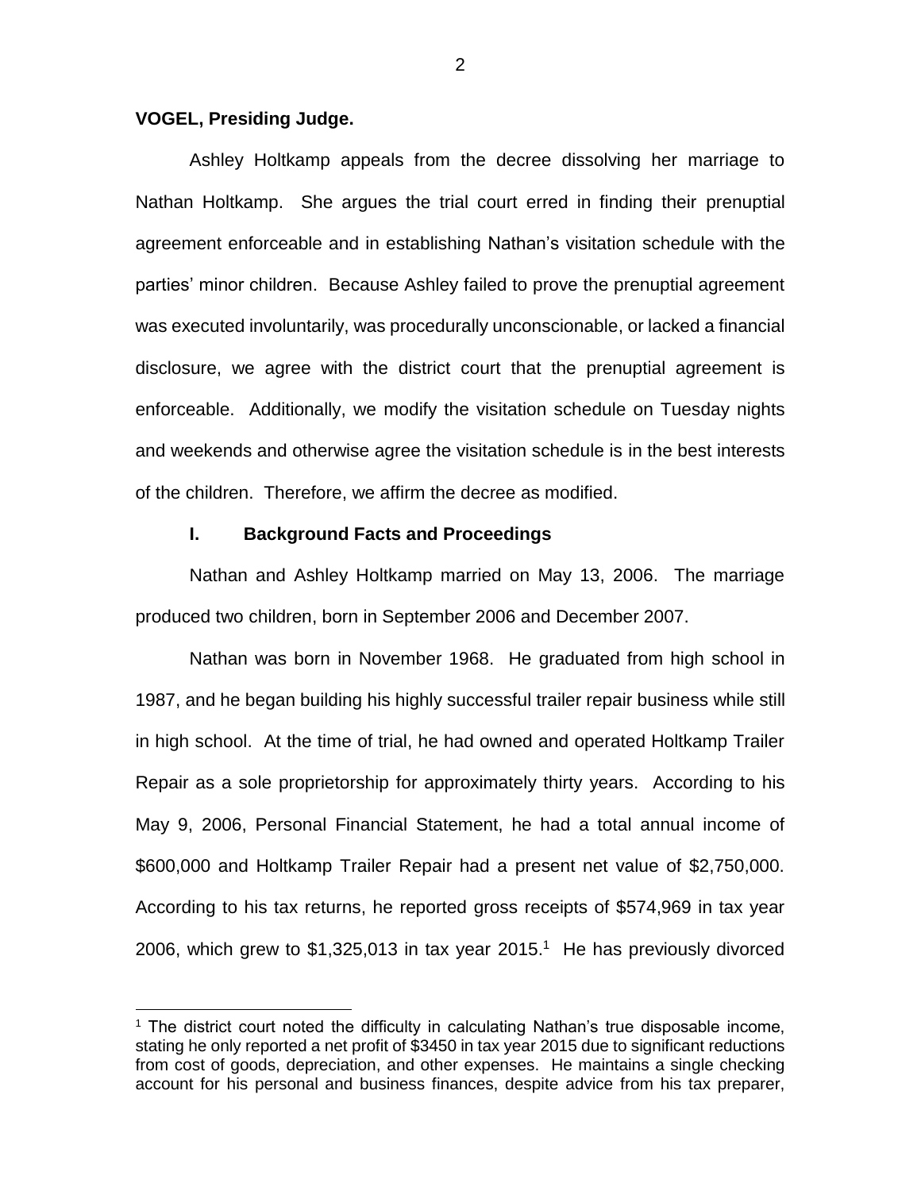**VOGEL, Presiding Judge.**

Ashley Holtkamp appeals from the decree dissolving her marriage to Nathan Holtkamp. She argues the trial court erred in finding their prenuptial agreement enforceable and in establishing Nathan's visitation schedule with the parties' minor children. Because Ashley failed to prove the prenuptial agreement was executed involuntarily, was procedurally unconscionable, or lacked a financial disclosure, we agree with the district court that the prenuptial agreement is enforceable. Additionally, we modify the visitation schedule on Tuesday nights and weekends and otherwise agree the visitation schedule is in the best interests of the children. Therefore, we affirm the decree as modified.

## I. Background Facts and Proceedings

Nathan and Ashley Holtkamp married on May 13, 2006. The marriage produced two children, born in September 2006 and December 2007.

Nathan was born in November 1968. He graduated from high school in 1987, and he began building his highly successful trailer repair business while still in high school. At the time of trial, he had owned and operated Holtkamp Trailer Repair as a sole proprietorship for approximately thirty years. According to his May 9, 2006, Personal Financial Statement, he had a total annual income of $600,000 and Holtkamp Trailer Repair had a present net value of $2,750,000. According to his tax returns, he reported gross receipts of $574,969 in tax year 2006, which grew to $1,325,013 in tax year 2015.[1] He has previously divorced

[1] The district court noted the difficulty in calculating Nathan's true disposable income, stating he only reported a net profit of $3450 in tax year 2015 due to significant reductions from cost of goods, depreciation, and other expenses. He maintains a single checking account for his personal and business finances, despite advice from his tax preparer,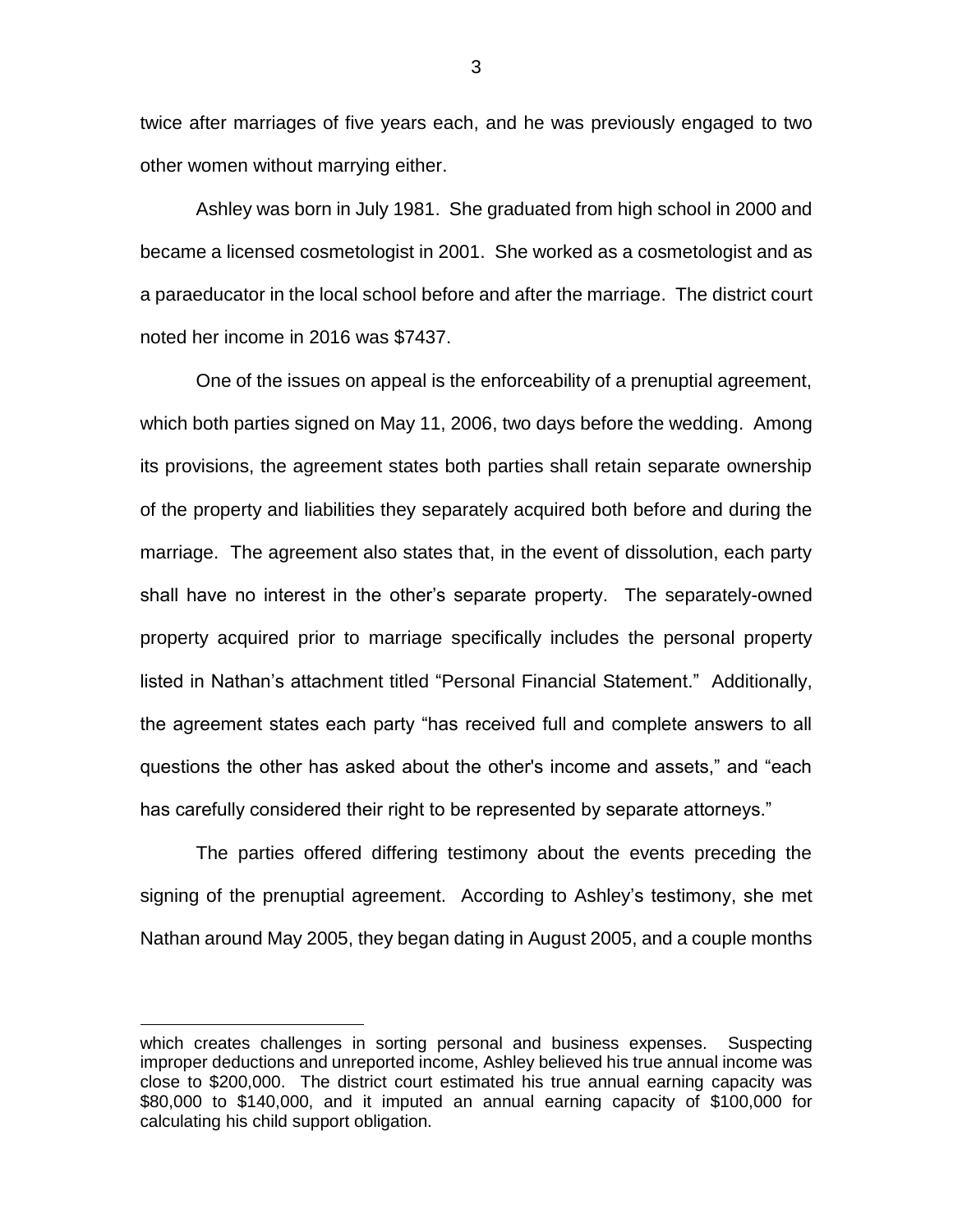twice after marriages of five years each, and he was previously engaged to two other women without marrying either.

Ashley was born in July 1981. She graduated from high school in 2000 and became a licensed cosmetologist in 2001. She worked as a cosmetologist and as a paraeducator in the local school before and after the marriage. The district court noted her income in 2016 was $7437.

One of the issues on appeal is the enforceability of a prenuptial agreement, which both parties signed on May 11, 2006, two days before the wedding. Among its provisions, the agreement states both parties shall retain separate ownership of the property and liabilities they separately acquired both before and during the marriage. The agreement also states that, in the event of dissolution, each party shall have no interest in the other's separate property. The separately-owned property acquired prior to marriage specifically includes the personal property listed in Nathan's attachment titled "Personal Financial Statement." Additionally, the agreement states each party "has received full and complete answers to all questions the other has asked about the other's income and assets," and "each has carefully considered their right to be represented by separate attorneys."

The parties offered differing testimony about the events preceding the signing of the prenuptial agreement. According to Ashley's testimony, she met Nathan around May 2005, they began dating in August 2005, and a couple months

---

which creates challenges in sorting personal and business expenses. Suspecting improper deductions and unreported income, Ashley believed his true annual income was close to $200,000. The district court estimated his true annual earning capacity was $80,000 to $140,000, and it imputed an annual earning capacity of $100,000 for calculating his child support obligation.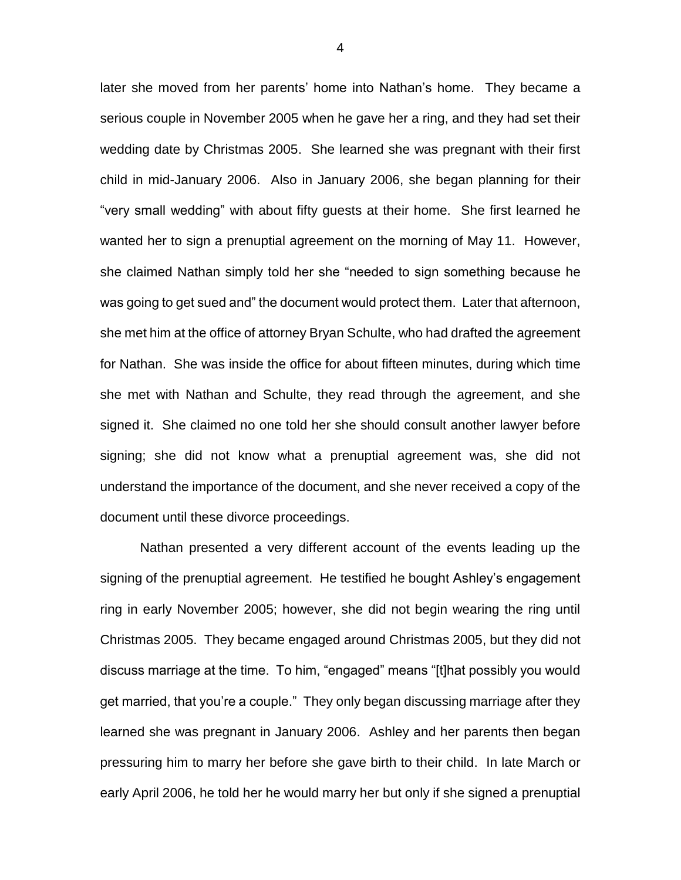later she moved from her parents' home into Nathan's home. They became a serious couple in November 2005 when he gave her a ring, and they had set their wedding date by Christmas 2005. She learned she was pregnant with their first child in mid-January 2006. Also in January 2006, she began planning for their "very small wedding" with about fifty guests at their home. She first learned he wanted her to sign a prenuptial agreement on the morning of May 11. However, she claimed Nathan simply told her she "needed to sign something because he was going to get sued and" the document would protect them. Later that afternoon, she met him at the office of attorney Bryan Schulte, who had drafted the agreement for Nathan. She was inside the office for about fifteen minutes, during which time she met with Nathan and Schulte, they read through the agreement, and she signed it. She claimed no one told her she should consult another lawyer before signing; she did not know what a prenuptial agreement was, she did not understand the importance of the document, and she never received a copy of the document until these divorce proceedings.

Nathan presented a very different account of the events leading up the signing of the prenuptial agreement. He testified he bought Ashley's engagement ring in early November 2005; however, she did not begin wearing the ring until Christmas 2005. They became engaged around Christmas 2005, but they did not discuss marriage at the time. To him, "engaged" means "[t]hat possibly you would get married, that you're a couple." They only began discussing marriage after they learned she was pregnant in January 2006. Ashley and her parents then began pressuring him to marry her before she gave birth to their child. In late March or early April 2006, he told her he would marry her but only if she signed a prenuptial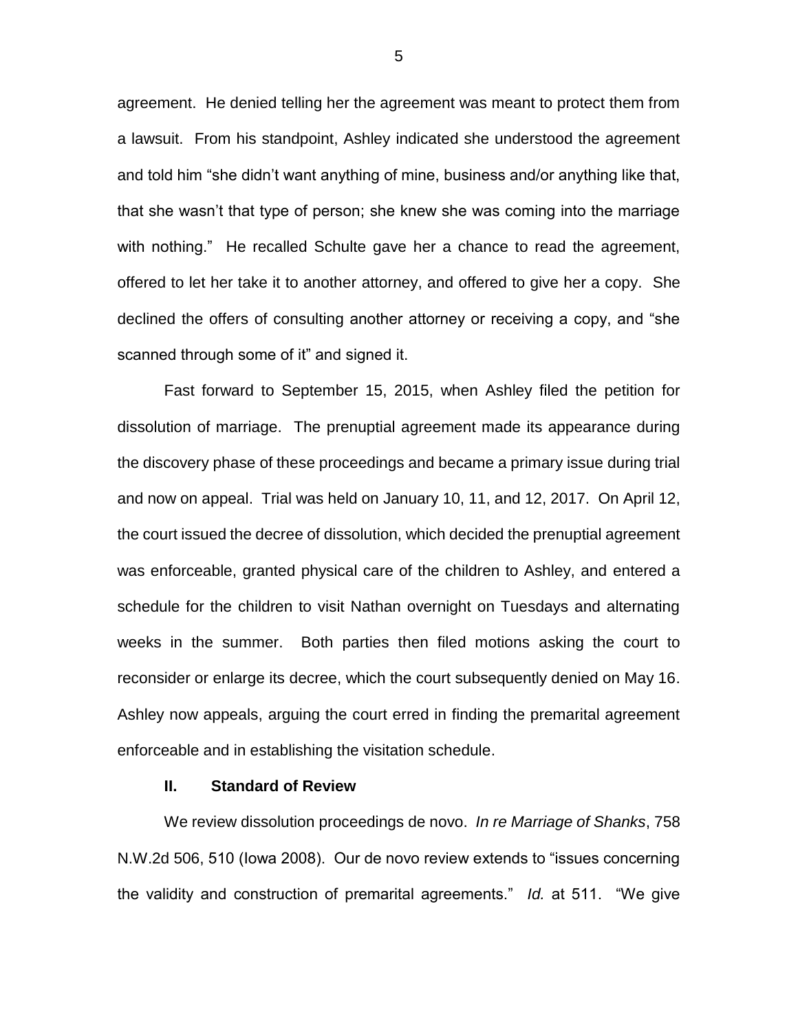agreement. He denied telling her the agreement was meant to protect them from a lawsuit. From his standpoint, Ashley indicated she understood the agreement and told him "she didn't want anything of mine, business and/or anything like that, that she wasn't that type of person; she knew she was coming into the marriage with nothing." He recalled Schulte gave her a chance to read the agreement, offered to let her take it to another attorney, and offered to give her a copy. She declined the offers of consulting another attorney or receiving a copy, and "she scanned through some of it" and signed it.

Fast forward to September 15, 2015, when Ashley filed the petition for dissolution of marriage. The prenuptial agreement made its appearance during the discovery phase of these proceedings and became a primary issue during trial and now on appeal. Trial was held on January 10, 11, and 12, 2017. On April 12, the court issued the decree of dissolution, which decided the prenuptial agreement was enforceable, granted physical care of the children to Ashley, and entered a schedule for the children to visit Nathan overnight on Tuesdays and alternating weeks in the summer. Both parties then filed motions asking the court to reconsider or enlarge its decree, which the court subsequently denied on May 16. Ashley now appeals, arguing the court erred in finding the premarital agreement enforceable and in establishing the visitation schedule.

## II. Standard of Review

We review dissolution proceedings de novo. *In re Marriage of Shanks*, 758 N.W.2d 506, 510 (Iowa 2008). Our de novo review extends to "issues concerning the validity and construction of premarital agreements." *Id.* at 511. "We give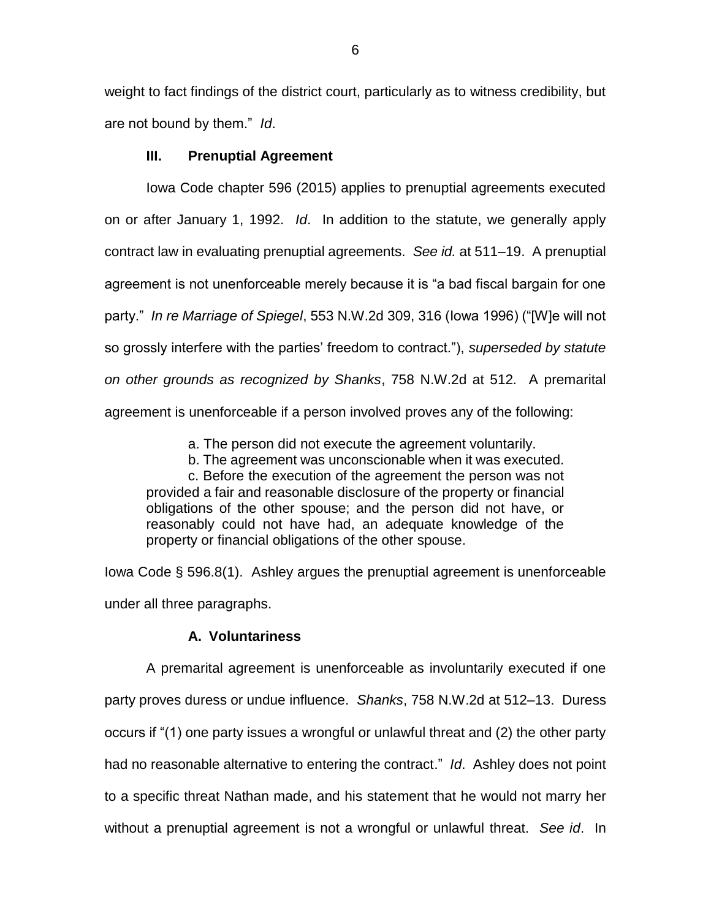weight to fact findings of the district court, particularly as to witness credibility, but are not bound by them." *Id*.

### III. Prenuptial Agreement

Iowa Code chapter 596 (2015) applies to prenuptial agreements executed on or after January 1, 1992. *Id*. In addition to the statute, we generally apply contract law in evaluating prenuptial agreements. *See id.* at 511–19. A prenuptial agreement is not unenforceable merely because it is "a bad fiscal bargain for one party." *In re Marriage of Spiegel*, 553 N.W.2d 309, 316 (Iowa 1996) ("[W]e will not so grossly interfere with the parties' freedom to contract."), *superseded by statute on other grounds as recognized by Shanks*, 758 N.W.2d at 512. A premarital agreement is unenforceable if a person involved proves any of the following:

> a. The person did not execute the agreement voluntarily.
>
> b. The agreement was unconscionable when it was executed.
>
> c. Before the execution of the agreement the person was not provided a fair and reasonable disclosure of the property or financial obligations of the other spouse; and the person did not have, or reasonably could not have had, an adequate knowledge of the property or financial obligations of the other spouse.

Iowa Code § 596.8(1). Ashley argues the prenuptial agreement is unenforceable under all three paragraphs.

#### A. Voluntariness

A premarital agreement is unenforceable as involuntarily executed if one party proves duress or undue influence. *Shanks*, 758 N.W.2d at 512–13. Duress occurs if "(1) one party issues a wrongful or unlawful threat and (2) the other party had no reasonable alternative to entering the contract." *Id*. Ashley does not point to a specific threat Nathan made, and his statement that he would not marry her without a prenuptial agreement is not a wrongful or unlawful threat. *See id*. In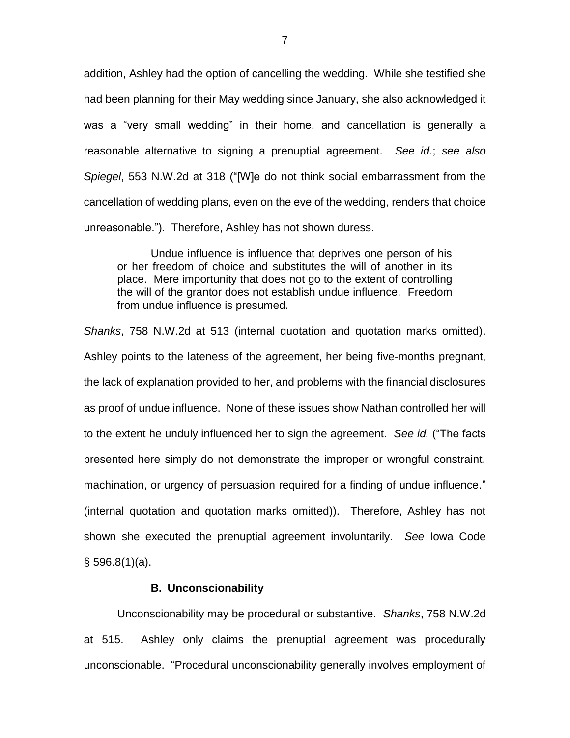addition, Ashley had the option of cancelling the wedding. While she testified she had been planning for their May wedding since January, she also acknowledged it was a "very small wedding" in their home, and cancellation is generally a reasonable alternative to signing a prenuptial agreement. *See id.*; *see also Spiegel*, 553 N.W.2d at 318 ("[W]e do not think social embarrassment from the cancellation of wedding plans, even on the eve of the wedding, renders that choice unreasonable."). Therefore, Ashley has not shown duress.

> Undue influence is influence that deprives one person of his or her freedom of choice and substitutes the will of another in its place. Mere importunity that does not go to the extent of controlling the will of the grantor does not establish undue influence. Freedom from undue influence is presumed.

*Shanks*, 758 N.W.2d at 513 (internal quotation and quotation marks omitted). Ashley points to the lateness of the agreement, her being five-months pregnant, the lack of explanation provided to her, and problems with the financial disclosures as proof of undue influence. None of these issues show Nathan controlled her will to the extent he unduly influenced her to sign the agreement. *See id.* ("The facts presented here simply do not demonstrate the improper or wrongful constraint, machination, or urgency of persuasion required for a finding of undue influence." (internal quotation and quotation marks omitted)). Therefore, Ashley has not shown she executed the prenuptial agreement involuntarily. *See* Iowa Code § 596.8(1)(a).

### B. Unconscionability

Unconscionability may be procedural or substantive. *Shanks*, 758 N.W.2d at 515. Ashley only claims the prenuptial agreement was procedurally unconscionable. "Procedural unconscionability generally involves employment of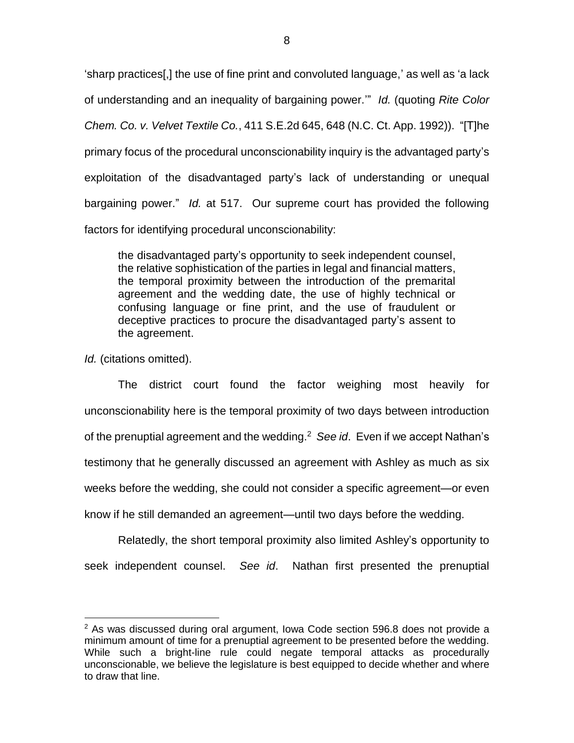'sharp practices[,] the use of fine print and convoluted language,' as well as 'a lack of understanding and an inequality of bargaining power.'" *Id.* (quoting *Rite Color Chem. Co. v. Velvet Textile Co.*, 411 S.E.2d 645, 648 (N.C. Ct. App. 1992)). "[T]he primary focus of the procedural unconscionability inquiry is the advantaged party's exploitation of the disadvantaged party's lack of understanding or unequal bargaining power." *Id.* at 517. Our supreme court has provided the following factors for identifying procedural unconscionability:

> the disadvantaged party's opportunity to seek independent counsel, the relative sophistication of the parties in legal and financial matters, the temporal proximity between the introduction of the premarital agreement and the wedding date, the use of highly technical or confusing language or fine print, and the use of fraudulent or deceptive practices to procure the disadvantaged party's assent to the agreement.

*Id.* (citations omitted).

The district court found the factor weighing most heavily for unconscionability here is the temporal proximity of two days between introduction of the prenuptial agreement and the wedding.[2] *See id*. Even if we accept Nathan's testimony that he generally discussed an agreement with Ashley as much as six weeks before the wedding, she could not consider a specific agreement—or even know if he still demanded an agreement—until two days before the wedding.

Relatedly, the short temporal proximity also limited Ashley's opportunity to seek independent counsel. *See id*. Nathan first presented the prenuptial

[2] As was discussed during oral argument, Iowa Code section 596.8 does not provide a minimum amount of time for a prenuptial agreement to be presented before the wedding. While such a bright-line rule could negate temporal attacks as procedurally unconscionable, we believe the legislature is best equipped to decide whether and where to draw that line.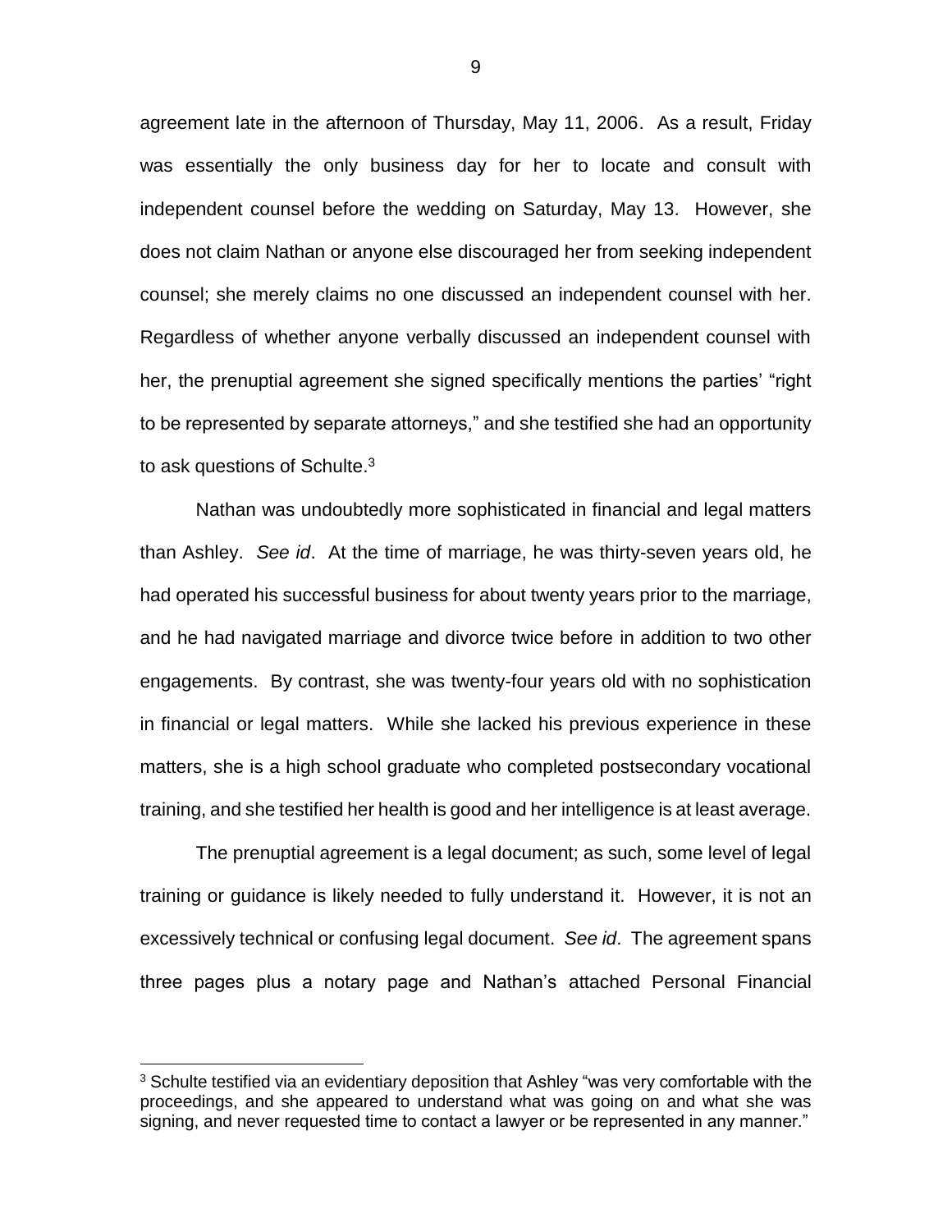agreement late in the afternoon of Thursday, May 11, 2006. As a result, Friday was essentially the only business day for her to locate and consult with independent counsel before the wedding on Saturday, May 13. However, she does not claim Nathan or anyone else discouraged her from seeking independent counsel; she merely claims no one discussed an independent counsel with her. Regardless of whether anyone verbally discussed an independent counsel with her, the prenuptial agreement she signed specifically mentions the parties' "right to be represented by separate attorneys," and she testified she had an opportunity to ask questions of Schulte.[3]

Nathan was undoubtedly more sophisticated in financial and legal matters than Ashley. *See id*. At the time of marriage, he was thirty-seven years old, he had operated his successful business for about twenty years prior to the marriage, and he had navigated marriage and divorce twice before in addition to two other engagements. By contrast, she was twenty-four years old with no sophistication in financial or legal matters. While she lacked his previous experience in these matters, she is a high school graduate who completed postsecondary vocational training, and she testified her health is good and her intelligence is at least average.

The prenuptial agreement is a legal document; as such, some level of legal training or guidance is likely needed to fully understand it. However, it is not an excessively technical or confusing legal document. *See id*. The agreement spans three pages plus a notary page and Nathan's attached Personal Financial

---

[3] Schulte testified via an evidentiary deposition that Ashley "was very comfortable with the proceedings, and she appeared to understand what was going on and what she was signing, and never requested time to contact a lawyer or be represented in any manner."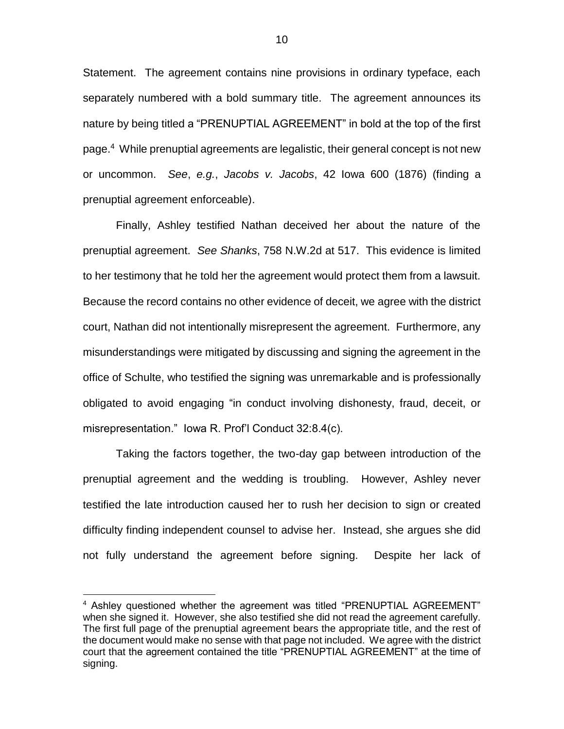Statement. The agreement contains nine provisions in ordinary typeface, each separately numbered with a bold summary title. The agreement announces its nature by being titled a "PRENUPTIAL AGREEMENT" in bold at the top of the first page.[4] While prenuptial agreements are legalistic, their general concept is not new or uncommon. *See*, *e.g.*, *Jacobs v. Jacobs*, 42 Iowa 600 (1876) (finding a prenuptial agreement enforceable).

Finally, Ashley testified Nathan deceived her about the nature of the prenuptial agreement. *See Shanks*, 758 N.W.2d at 517. This evidence is limited to her testimony that he told her the agreement would protect them from a lawsuit. Because the record contains no other evidence of deceit, we agree with the district court, Nathan did not intentionally misrepresent the agreement. Furthermore, any misunderstandings were mitigated by discussing and signing the agreement in the office of Schulte, who testified the signing was unremarkable and is professionally obligated to avoid engaging "in conduct involving dishonesty, fraud, deceit, or misrepresentation." Iowa R. Prof'l Conduct 32:8.4(c).

Taking the factors together, the two-day gap between introduction of the prenuptial agreement and the wedding is troubling. However, Ashley never testified the late introduction caused her to rush her decision to sign or created difficulty finding independent counsel to advise her. Instead, she argues she did not fully understand the agreement before signing. Despite her lack of

---

[4] Ashley questioned whether the agreement was titled "PRENUPTIAL AGREEMENT" when she signed it. However, she also testified she did not read the agreement carefully. The first full page of the prenuptial agreement bears the appropriate title, and the rest of the document would make no sense with that page not included. We agree with the district court that the agreement contained the title "PRENUPTIAL AGREEMENT" at the time of signing.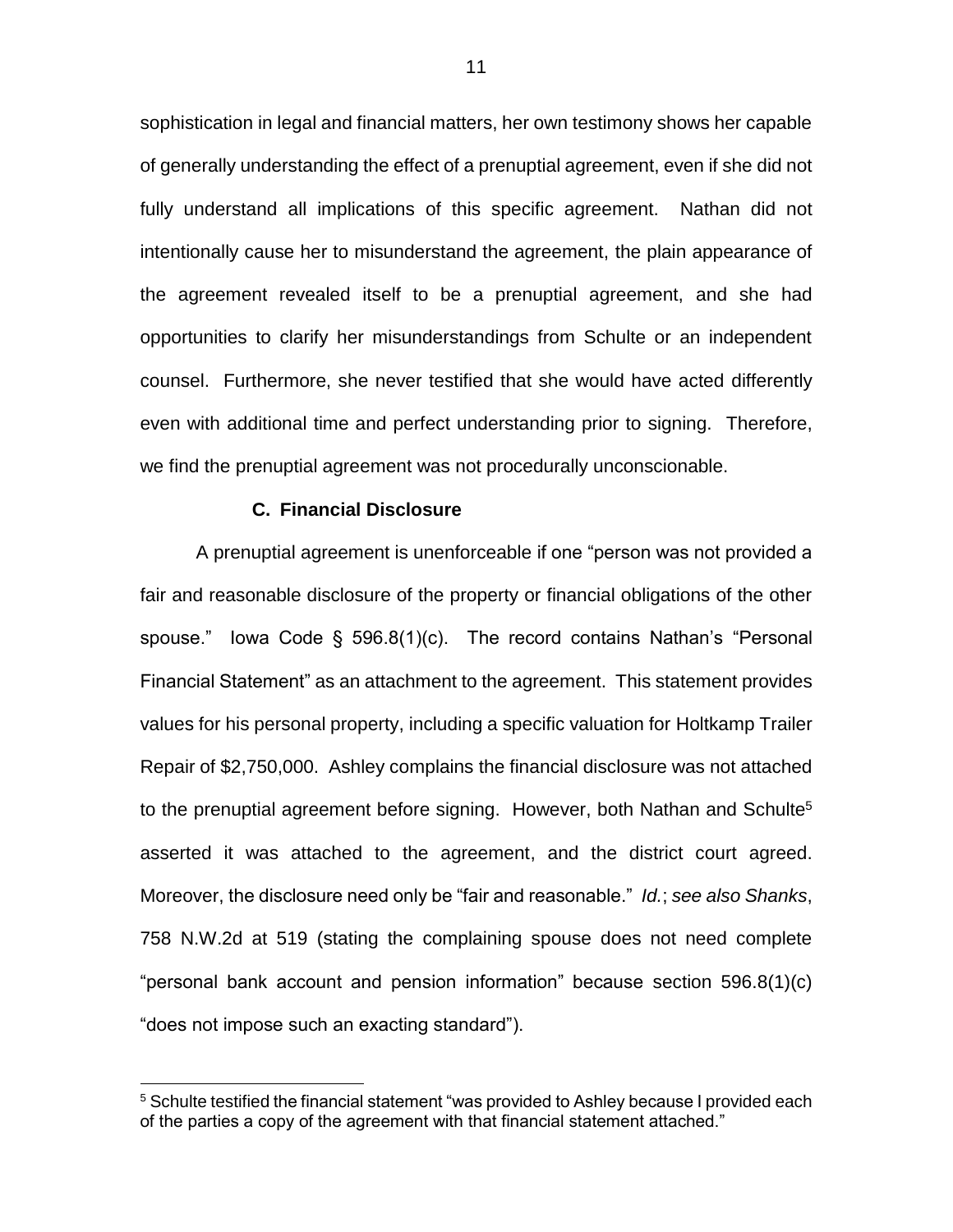sophistication in legal and financial matters, her own testimony shows her capable of generally understanding the effect of a prenuptial agreement, even if she did not fully understand all implications of this specific agreement. Nathan did not intentionally cause her to misunderstand the agreement, the plain appearance of the agreement revealed itself to be a prenuptial agreement, and she had opportunities to clarify her misunderstandings from Schulte or an independent counsel. Furthermore, she never testified that she would have acted differently even with additional time and perfect understanding prior to signing. Therefore, we find the prenuptial agreement was not procedurally unconscionable.

### C. Financial Disclosure

A prenuptial agreement is unenforceable if one "person was not provided a fair and reasonable disclosure of the property or financial obligations of the other spouse." Iowa Code § 596.8(1)(c). The record contains Nathan's "Personal Financial Statement" as an attachment to the agreement. This statement provides values for his personal property, including a specific valuation for Holtkamp Trailer Repair of $2,750,000. Ashley complains the financial disclosure was not attached to the prenuptial agreement before signing. However, both Nathan and Schulte[5] asserted it was attached to the agreement, and the district court agreed. Moreover, the disclosure need only be "fair and reasonable." *Id.*; *see also Shanks*, 758 N.W.2d at 519 (stating the complaining spouse does not need complete "personal bank account and pension information" because section 596.8(1)(c) "does not impose such an exacting standard").

---

[5] Schulte testified the financial statement "was provided to Ashley because I provided each of the parties a copy of the agreement with that financial statement attached."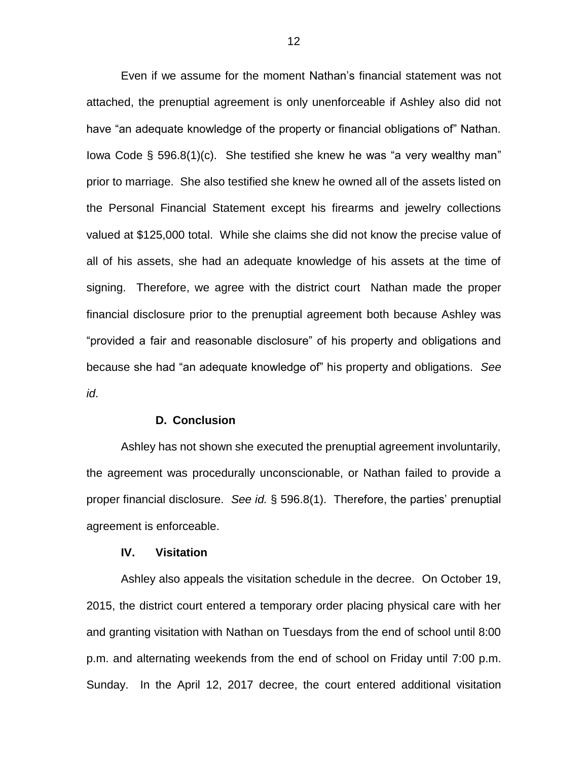Even if we assume for the moment Nathan's financial statement was not attached, the prenuptial agreement is only unenforceable if Ashley also did not have "an adequate knowledge of the property or financial obligations of" Nathan. Iowa Code § 596.8(1)(c). She testified she knew he was "a very wealthy man" prior to marriage. She also testified she knew he owned all of the assets listed on the Personal Financial Statement except his firearms and jewelry collections valued at $125,000 total. While she claims she did not know the precise value of all of his assets, she had an adequate knowledge of his assets at the time of signing. Therefore, we agree with the district court Nathan made the proper financial disclosure prior to the prenuptial agreement both because Ashley was "provided a fair and reasonable disclosure" of his property and obligations and because she had "an adequate knowledge of" his property and obligations. *See id*.

**D. Conclusion**

Ashley has not shown she executed the prenuptial agreement involuntarily, the agreement was procedurally unconscionable, or Nathan failed to provide a proper financial disclosure. *See id.* § 596.8(1). Therefore, the parties' prenuptial agreement is enforceable.

**IV. Visitation**

Ashley also appeals the visitation schedule in the decree. On October 19, 2015, the district court entered a temporary order placing physical care with her and granting visitation with Nathan on Tuesdays from the end of school until 8:00 p.m. and alternating weekends from the end of school on Friday until 7:00 p.m. Sunday. In the April 12, 2017 decree, the court entered additional visitation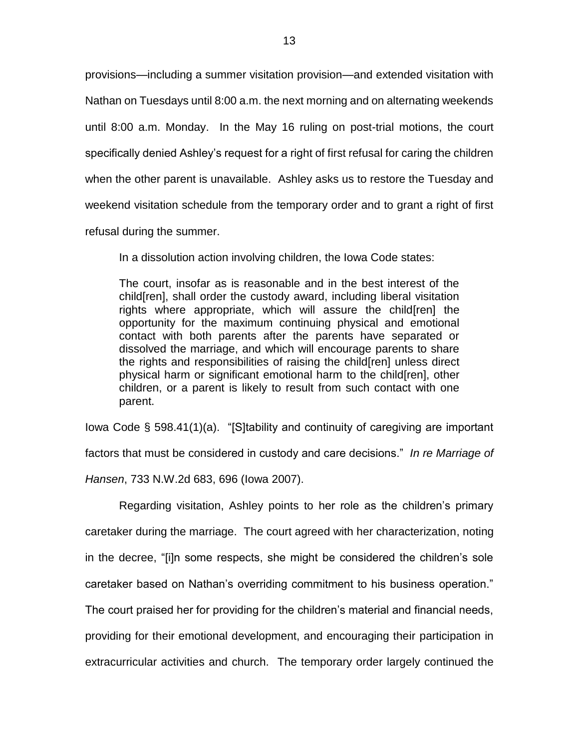provisions—including a summer visitation provision—and extended visitation with Nathan on Tuesdays until 8:00 a.m. the next morning and on alternating weekends until 8:00 a.m. Monday. In the May 16 ruling on post-trial motions, the court specifically denied Ashley's request for a right of first refusal for caring the children when the other parent is unavailable. Ashley asks us to restore the Tuesday and weekend visitation schedule from the temporary order and to grant a right of first refusal during the summer.

In a dissolution action involving children, the Iowa Code states:

> The court, insofar as is reasonable and in the best interest of the child[ren], shall order the custody award, including liberal visitation rights where appropriate, which will assure the child[ren] the opportunity for the maximum continuing physical and emotional contact with both parents after the parents have separated or dissolved the marriage, and which will encourage parents to share the rights and responsibilities of raising the child[ren] unless direct physical harm or significant emotional harm to the child[ren], other children, or a parent is likely to result from such contact with one parent.

Iowa Code § 598.41(1)(a). "[S]tability and continuity of caregiving are important factors that must be considered in custody and care decisions." *In re Marriage of Hansen*, 733 N.W.2d 683, 696 (Iowa 2007).

Regarding visitation, Ashley points to her role as the children's primary caretaker during the marriage. The court agreed with her characterization, noting in the decree, "[i]n some respects, she might be considered the children's sole caretaker based on Nathan's overriding commitment to his business operation." The court praised her for providing for the children's material and financial needs, providing for their emotional development, and encouraging their participation in extracurricular activities and church. The temporary order largely continued the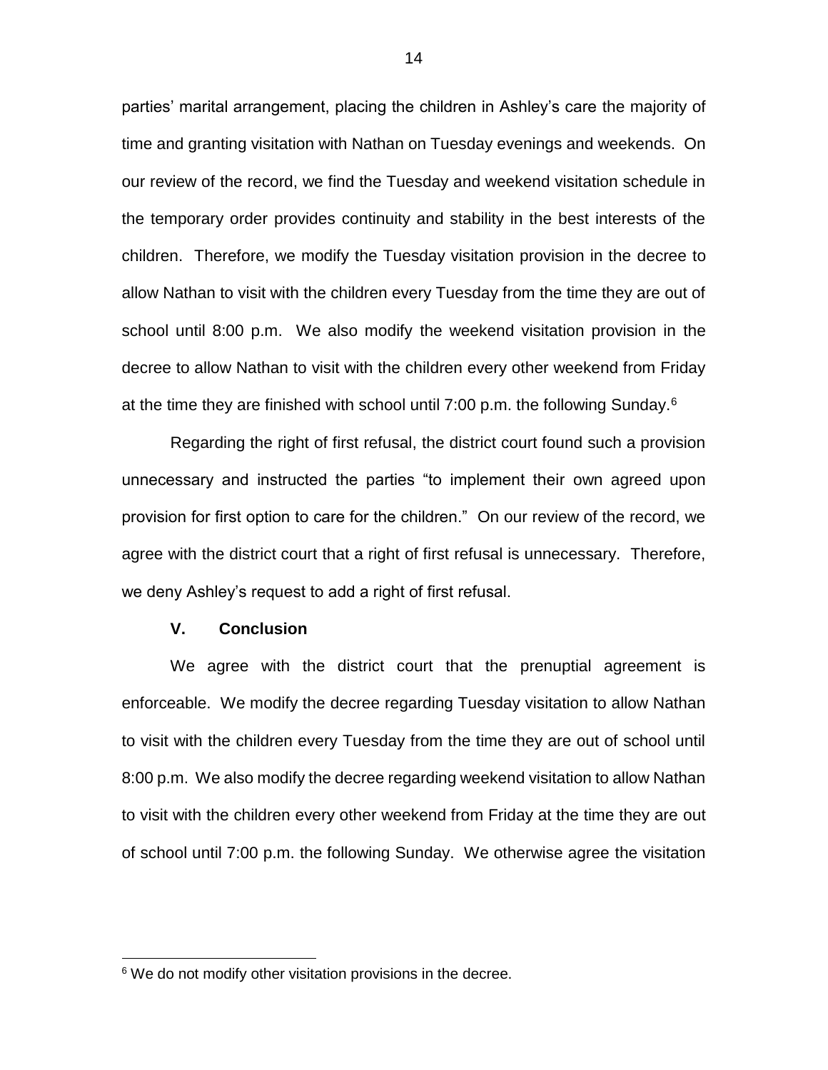parties' marital arrangement, placing the children in Ashley's care the majority of time and granting visitation with Nathan on Tuesday evenings and weekends. On our review of the record, we find the Tuesday and weekend visitation schedule in the temporary order provides continuity and stability in the best interests of the children. Therefore, we modify the Tuesday visitation provision in the decree to allow Nathan to visit with the children every Tuesday from the time they are out of school until 8:00 p.m. We also modify the weekend visitation provision in the decree to allow Nathan to visit with the children every other weekend from Friday at the time they are finished with school until 7:00 p.m. the following Sunday.[6]

Regarding the right of first refusal, the district court found such a provision unnecessary and instructed the parties "to implement their own agreed upon provision for first option to care for the children." On our review of the record, we agree with the district court that a right of first refusal is unnecessary. Therefore, we deny Ashley's request to add a right of first refusal.

## V. Conclusion

We agree with the district court that the prenuptial agreement is enforceable. We modify the decree regarding Tuesday visitation to allow Nathan to visit with the children every Tuesday from the time they are out of school until 8:00 p.m. We also modify the decree regarding weekend visitation to allow Nathan to visit with the children every other weekend from Friday at the time they are out of school until 7:00 p.m. the following Sunday. We otherwise agree the visitation

---

[6] We do not modify other visitation provisions in the decree.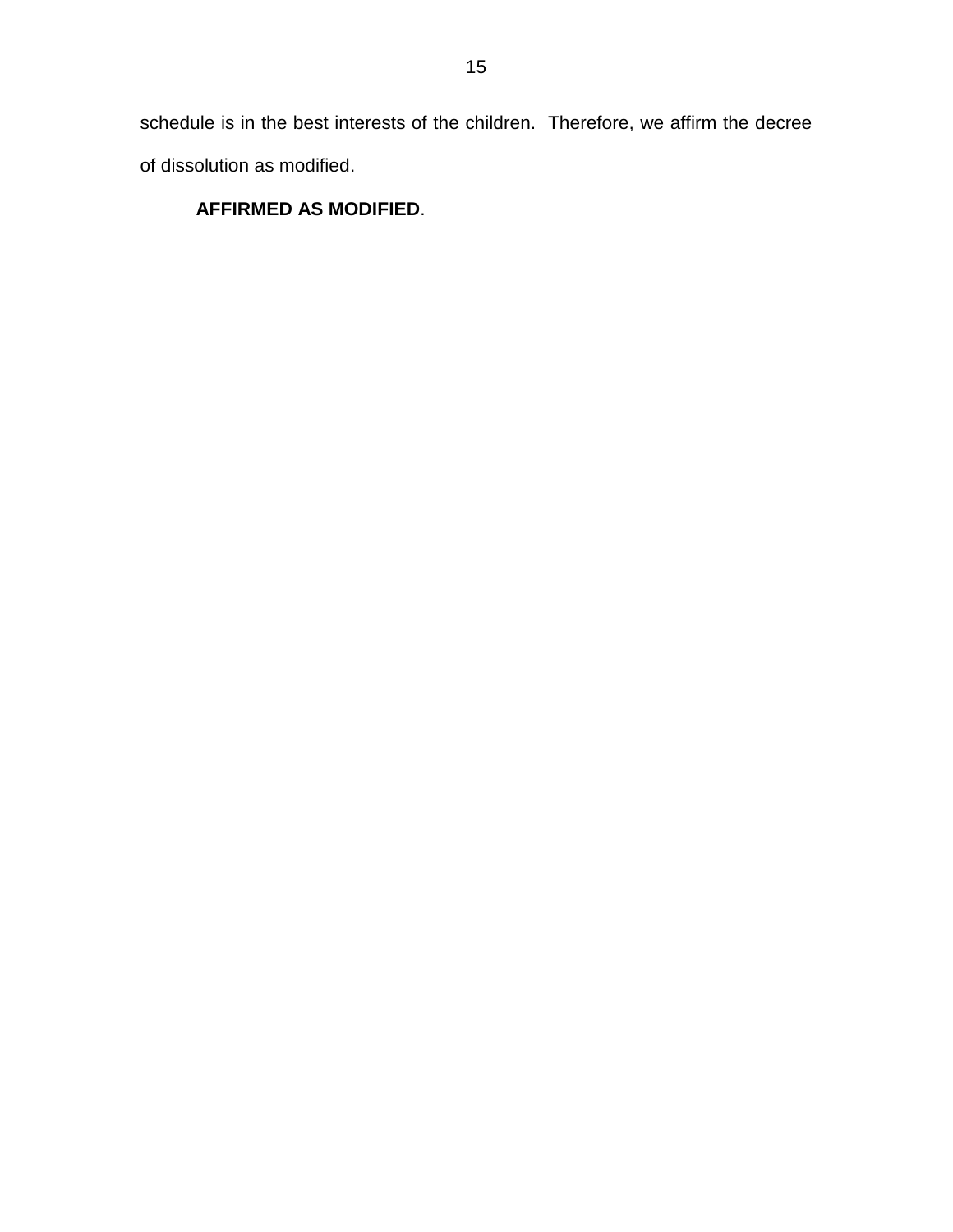schedule is in the best interests of the children. Therefore, we affirm the decree of dissolution as modified.

**AFFIRMED AS MODIFIED**.